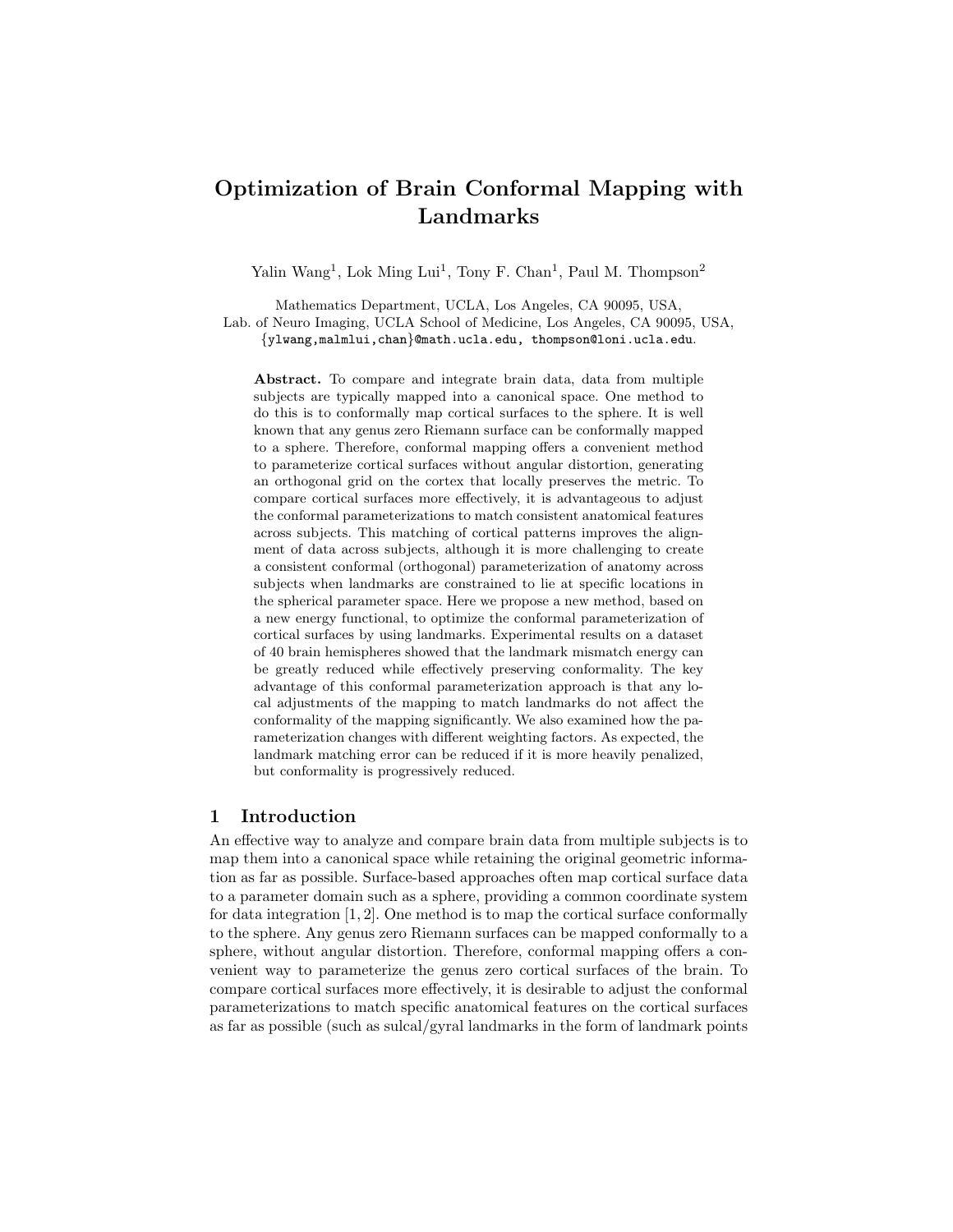# Optimization of Brain Conformal Mapping with Landmarks

Yalin Wang[1], Lok Ming Lui[1], Tony F. Chan[1], Paul M. Thompson[2]

Mathematics Department, UCLA, Los Angeles, CA 90095, USA,
Lab. of Neuro Imaging, UCLA School of Medicine, Los Angeles, CA 90095, USA,
{ylwang,malmlui,chan}@math.ucla.edu, thompson@loni.ucla.edu.

**Abstract.** To compare and integrate brain data, data from multiple subjects are typically mapped into a canonical space. One method to do this is to conformally map cortical surfaces to the sphere. It is well known that any genus zero Riemann surface can be conformally mapped to a sphere. Therefore, conformal mapping offers a convenient method to parameterize cortical surfaces without angular distortion, generating an orthogonal grid on the cortex that locally preserves the metric. To compare cortical surfaces more effectively, it is advantageous to adjust the conformal parameterizations to match consistent anatomical features across subjects. This matching of cortical patterns improves the alignment of data across subjects, although it is more challenging to create a consistent conformal (orthogonal) parameterization of anatomy across subjects when landmarks are constrained to lie at specific locations in the spherical parameter space. Here we propose a new method, based on a new energy functional, to optimize the conformal parameterization of cortical surfaces by using landmarks. Experimental results on a dataset of 40 brain hemispheres showed that the landmark mismatch energy can be greatly reduced while effectively preserving conformality. The key advantage of this conformal parameterization approach is that any local adjustments of the mapping to match landmarks do not affect the conformality of the mapping significantly. We also examined how the parameterization changes with different weighting factors. As expected, the landmark matching error can be reduced if it is more heavily penalized, but conformality is progressively reduced.

## 1 Introduction

An effective way to analyze and compare brain data from multiple subjects is to map them into a canonical space while retaining the original geometric information as far as possible. Surface-based approaches often map cortical surface data to a parameter domain such as a sphere, providing a common coordinate system for data integration [1, 2]. One method is to map the cortical surface conformally to the sphere. Any genus zero Riemann surfaces can be mapped conformally to a sphere, without angular distortion. Therefore, conformal mapping offers a convenient way to parameterize the genus zero cortical surfaces of the brain. To compare cortical surfaces more effectively, it is desirable to adjust the conformal parameterizations to match specific anatomical features on the cortical surfaces as far as possible (such as sulcal/gyral landmarks in the form of landmark points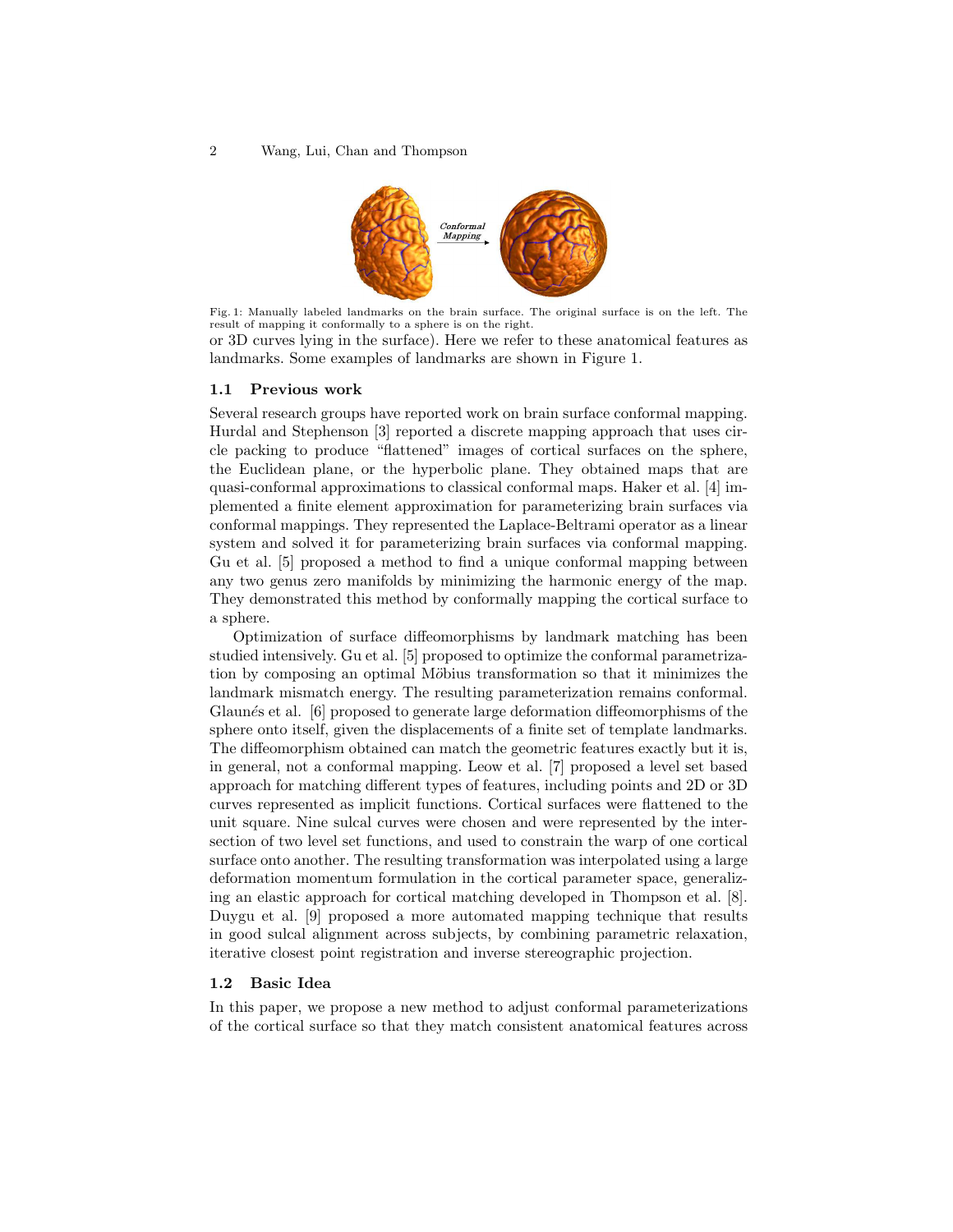Fig. 1: Manually labeled landmarks on the brain surface. The original surface is on the left. The result of mapping it conformally to a sphere is on the right.

or 3D curves lying in the surface). Here we refer to these anatomical features as landmarks. Some examples of landmarks are shown in Figure 1.

### 1.1 Previous work

Several research groups have reported work on brain surface conformal mapping. Hurdal and Stephenson [3] reported a discrete mapping approach that uses circle packing to produce "flattened" images of cortical surfaces on the sphere, the Euclidean plane, or the hyperbolic plane. They obtained maps that are quasi-conformal approximations to classical conformal maps. Haker et al. [4] implemented a finite element approximation for parameterizing brain surfaces via conformal mappings. They represented the Laplace-Beltrami operator as a linear system and solved it for parameterizing brain surfaces via conformal mapping. Gu et al. [5] proposed a method to find a unique conformal mapping between any two genus zero manifolds by minimizing the harmonic energy of the map. They demonstrated this method by conformally mapping the cortical surface to a sphere.

Optimization of surface diffeomorphisms by landmark matching has been studied intensively. Gu et al. [5] proposed to optimize the conformal parametrization by composing an optimal Möbius transformation so that it minimizes the landmark mismatch energy. The resulting parameterization remains conformal. Glaunés et al. [6] proposed to generate large deformation diffeomorphisms of the sphere onto itself, given the displacements of a finite set of template landmarks. The diffeomorphism obtained can match the geometric features exactly but it is, in general, not a conformal mapping. Leow et al. [7] proposed a level set based approach for matching different types of features, including points and 2D or 3D curves represented as implicit functions. Cortical surfaces were flattened to the unit square. Nine sulcal curves were chosen and were represented by the intersection of two level set functions, and used to constrain the warp of one cortical surface onto another. The resulting transformation was interpolated using a large deformation momentum formulation in the cortical parameter space, generalizing an elastic approach for cortical matching developed in Thompson et al. [8]. Duygu et al. [9] proposed a more automated mapping technique that results in good sulcal alignment across subjects, by combining parametric relaxation, iterative closest point registration and inverse stereographic projection.

### 1.2 Basic Idea

In this paper, we propose a new method to adjust conformal parameterizations of the cortical surface so that they match consistent anatomical features across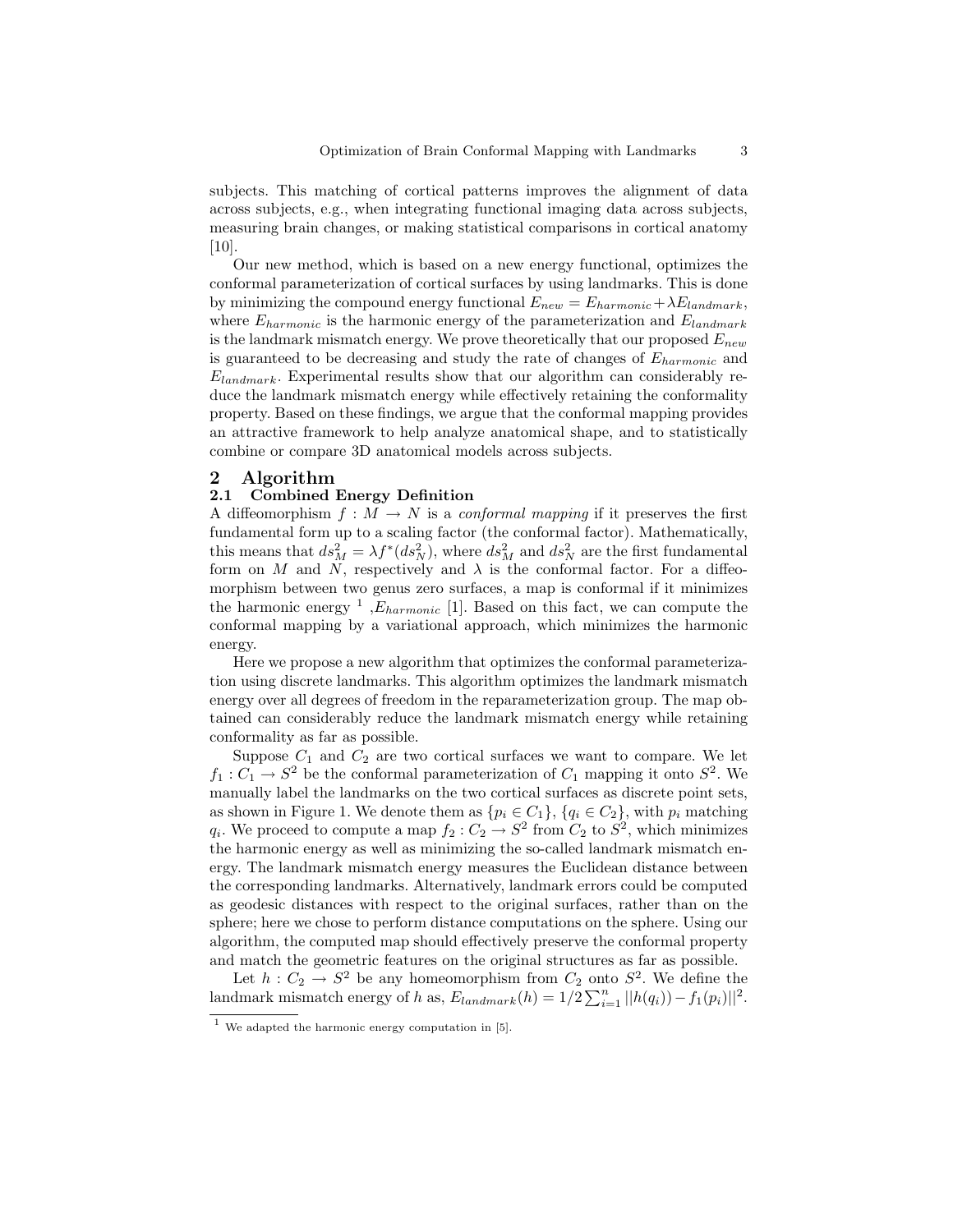subjects. This matching of cortical patterns improves the alignment of data across subjects, e.g., when integrating functional imaging data across subjects, measuring brain changes, or making statistical comparisons in cortical anatomy [10].

Our new method, which is based on a new energy functional, optimizes the conformal parameterization of cortical surfaces by using landmarks. This is done by minimizing the compound energy functional $E_{new} = E_{harmonic} + \lambda E_{landmark}$, where $E_{harmonic}$ is the harmonic energy of the parameterization and $E_{landmark}$ is the landmark mismatch energy. We prove theoretically that our proposed $E_{new}$ is guaranteed to be decreasing and study the rate of changes of $E_{harmonic}$ and $E_{landmark}$. Experimental results show that our algorithm can considerably reduce the landmark mismatch energy while effectively retaining the conformality property. Based on these findings, we argue that the conformal mapping provides an attractive framework to help analyze anatomical shape, and to statistically combine or compare 3D anatomical models across subjects.

## 2 Algorithm

### 2.1 Combined Energy Definition

A diffeomorphism $f : M \to N$ is a *conformal mapping* if it preserves the first fundamental form up to a scaling factor (the conformal factor). Mathematically, this means that $ds_M^2 = \lambda f^*(ds_N^2)$, where $ds_M^2$ and $ds_N^2$ are the first fundamental form on $M$ and $N$, respectively and $\lambda$ is the conformal factor. For a diffeomorphism between two genus zero surfaces, a map is conformal if it minimizes the harmonic energy [1] ,$E_{harmonic}$ [1]. Based on this fact, we can compute the conformal mapping by a variational approach, which minimizes the harmonic energy.

Here we propose a new algorithm that optimizes the conformal parameterization using discrete landmarks. This algorithm optimizes the landmark mismatch energy over all degrees of freedom in the reparameterization group. The map obtained can considerably reduce the landmark mismatch energy while retaining conformality as far as possible.

Suppose $C_1$ and $C_2$ are two cortical surfaces we want to compare. We let $f_1 : C_1 \to S^2$ be the conformal parameterization of $C_1$ mapping it onto $S^2$. We manually label the landmarks on the two cortical surfaces as discrete point sets, as shown in Figure 1. We denote them as $\{p_i \in C_1\}$, $\{q_i \in C_2\}$, with $p_i$ matching $q_i$. We proceed to compute a map $f_2 : C_2 \to S^2$ from $C_2$ to $S^2$, which minimizes the harmonic energy as well as minimizing the so-called landmark mismatch energy. The landmark mismatch energy measures the Euclidean distance between the corresponding landmarks. Alternatively, landmark errors could be computed as geodesic distances with respect to the original surfaces, rather than on the sphere; here we chose to perform distance computations on the sphere. Using our algorithm, the computed map should effectively preserve the conformal property and match the geometric features on the original structures as far as possible.

Let $h : C_2 \to S^2$ be any homeomorphism from $C_2$ onto $S^2$. We define the landmark mismatch energy of $h$ as, $E_{landmark}(h) = 1/2 \sum_{i=1}^{n} ||h(q_i)) - f_1(p_i)||^2$.

[1] We adapted the harmonic energy computation in [5].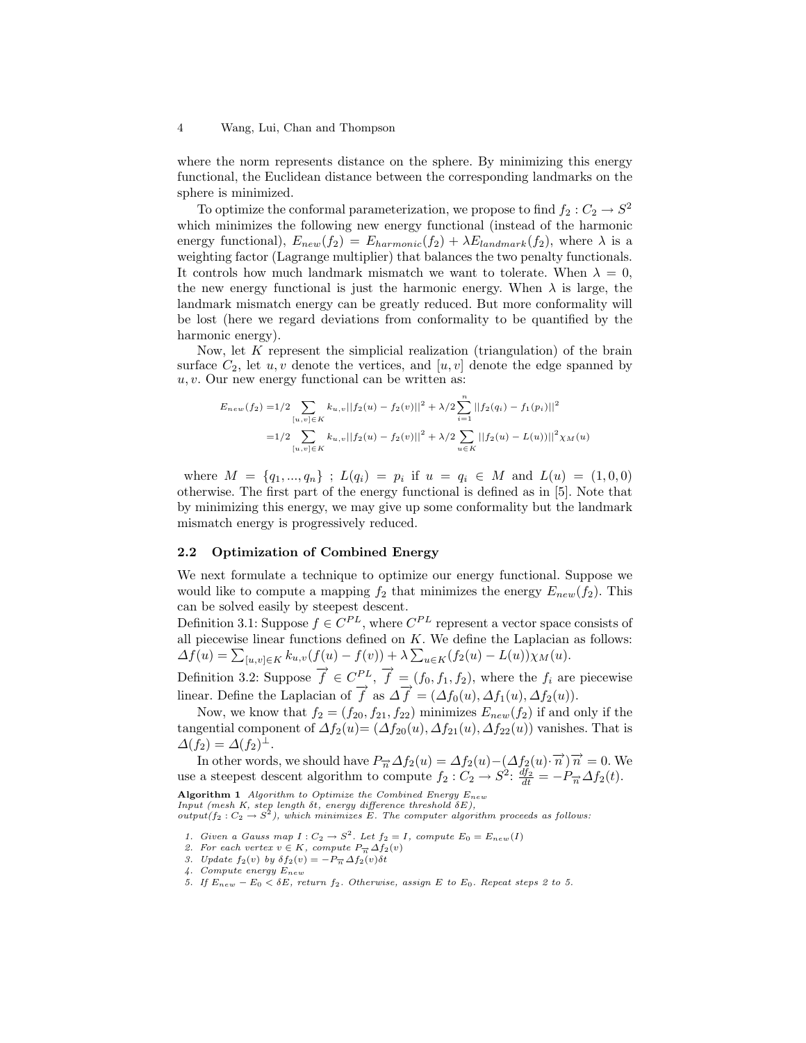where the norm represents distance on the sphere. By minimizing this energy functional, the Euclidean distance between the corresponding landmarks on the sphere is minimized.

To optimize the conformal parameterization, we propose to find $f_2 : C_2 \to S^2$ which minimizes the following new energy functional (instead of the harmonic energy functional), $E_{new}(f_2) = E_{harmonic}(f_2) + \lambda E_{landmark}(f_2)$, where $\lambda$ is a weighting factor (Lagrange multiplier) that balances the two penalty functionals. It controls how much landmark mismatch we want to tolerate. When $\lambda = 0$, the new energy functional is just the harmonic energy. When $\lambda$ is large, the landmark mismatch energy can be greatly reduced. But more conformality will be lost (here we regard deviations from conformality to be quantified by the harmonic energy).

Now, let $K$ represent the simplicial realization (triangulation) of the brain surface $C_2$, let $u, v$ denote the vertices, and $[u, v]$ denote the edge spanned by $u, v$. Our new energy functional can be written as:

$$
\begin{aligned}
E_{new}(f_2) =& 1/2 \sum_{[u,v]\in K} k_{u,v} ||f_2(u) - f_2(v)||^2 + \lambda/2 \sum_{i=1}^{n} ||f_2(q_i) - f_1(p_i)||^2 \\
=& 1/2 \sum_{[u,v]\in K} k_{u,v} ||f_2(u) - f_2(v)||^2 + \lambda/2 \sum_{u\in K} ||f_2(u) - L(u))||^2 \chi_M(u)
\end{aligned}
$$

where $M = \{q_1, ..., q_n\}$ ; $L(q_i) = p_i$ if $u = q_i \in M$ and $L(u) = (1, 0, 0)$ otherwise. The first part of the energy functional is defined as in [5]. Note that by minimizing this energy, we may give up some conformality but the landmark mismatch energy is progressively reduced.

## 2.2 Optimization of Combined Energy

We next formulate a technique to optimize our energy functional. Suppose we would like to compute a mapping $f_2$ that minimizes the energy $E_{new}(f_2)$. This can be solved easily by steepest descent.

Definition 3.1: Suppose $f \in C^{PL}$, where $C^{PL}$ represent a vector space consists of all piecewise linear functions defined on $K$. We define the Laplacian as follows: $\Delta f(u) = \sum_{[u,v]\in K} k_{u,v}(f(u) - f(v)) + \lambda \sum_{u\in K}(f_2(u) - L(u))\chi_M(u)$.

Definition 3.2: Suppose $\overrightarrow{f} \in C^{PL}$, $\overrightarrow{f} = (f_0, f_1, f_2)$, where the $f_i$ are piecewise linear. Define the Laplacian of $\overrightarrow{f}$ as $\Delta \overrightarrow{f} = (\Delta f_0(u), \Delta f_1(u), \Delta f_2(u))$.

Now, we know that $f_2 = (f_{20}, f_{21}, f_{22})$ minimizes $E_{new}(f_2)$ if and only if the tangential component of $\Delta f_2(u) = (\Delta f_{20}(u), \Delta f_{21}(u), \Delta f_{22}(u))$ vanishes. That is $\Delta(f_2) = \Delta(f_2)^{\perp}$.

In other words, we should have $P_{\overrightarrow{n}} \Delta f_2(u) = \Delta f_2(u) - (\Delta f_2(u) \cdot \overrightarrow{n})\overrightarrow{n} = 0$. We use a steepest descent algorithm to compute $f_2 : C_2 \to S^2$: $\frac{df_2}{dt} = -P_{\overrightarrow{n}} \Delta f_2(t)$.

**Algorithm 1** *Algorithm to Optimize the Combined Energy $E_{new}$*
*Input (mesh $K$, step length $\delta t$, energy difference threshold $\delta E$), output($f_2 : C_2 \to S^2$), which minimizes $E$. The computer algorithm proceeds as follows:*

1. *Given a Gauss map $I : C_2 \to S^2$. Let $f_2 = I$, compute $E_0 = E_{new}(I)$*
2. *For each vertex $v \in K$, compute $P_{\overrightarrow{n}} \Delta f_2(v)$*
3. *Update $f_2(v)$ by $\delta f_2(v) = -P_{\overrightarrow{n}} \Delta f_2(v)\delta t$*
4. *Compute energy $E_{new}$*
5. *If $E_{new} - E_0 < \delta E$, return $f_2$. Otherwise, assign $E$ to $E_0$. Repeat steps 2 to 5.*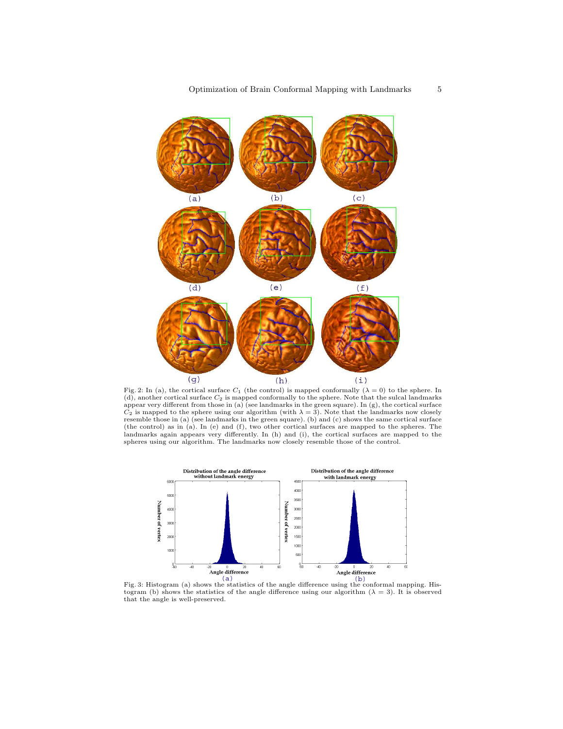Fig. 2: In (a), the cortical surface $C_1$ (the control) is mapped conformally ($\lambda = 0$) to the sphere. In (d), another cortical surface $C_2$ is mapped conformally to the sphere. Note that the sulcal landmarks appear very different from those in (a) (see landmarks in the green square). In (g), the cortical surface $C_2$ is mapped to the sphere using our algorithm (with $\lambda = 3$). Note that the landmarks now closely resemble those in (a) (see landmarks in the green square). (b) and (c) shows the same cortical surface (the control) as in (a). In (e) and (f), two other cortical surfaces are mapped to the spheres. The landmarks again appears very differently. In (h) and (i), the cortical surfaces are mapped to the spheres using our algorithm. The landmarks now closely resemble those of the control.

Fig. 3: Histogram (a) shows the statistics of the angle difference using the conformal mapping. Histogram (b) shows the statistics of the angle difference using our algorithm ($\lambda = 3$). It is observed that the angle is well-preserved.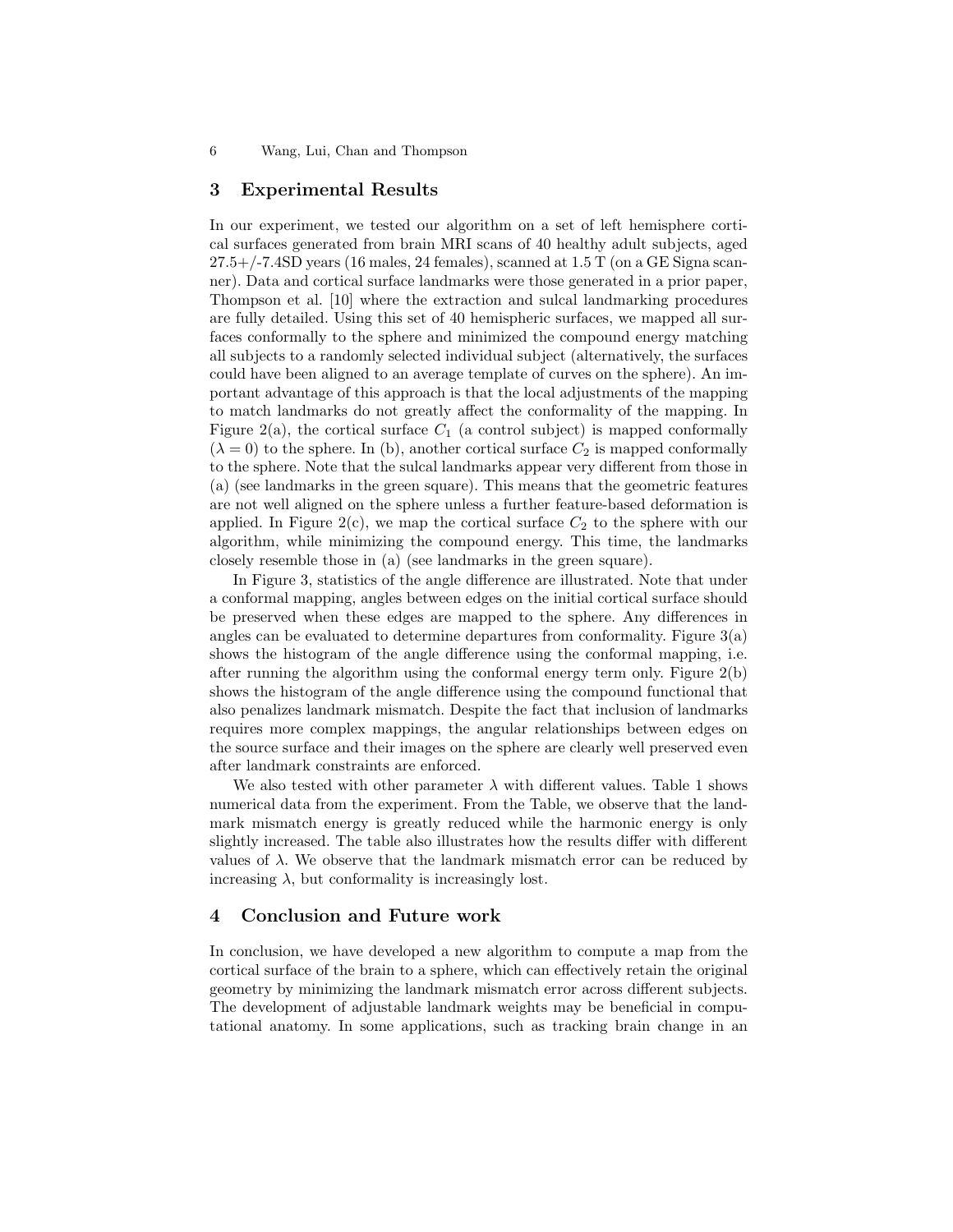## 3 Experimental Results

In our experiment, we tested our algorithm on a set of left hemisphere cortical surfaces generated from brain MRI scans of 40 healthy adult subjects, aged 27.5+/-7.4SD years (16 males, 24 females), scanned at 1.5 T (on a GE Signa scanner). Data and cortical surface landmarks were those generated in a prior paper, Thompson et al. [10] where the extraction and sulcal landmarking procedures are fully detailed. Using this set of 40 hemispheric surfaces, we mapped all surfaces conformally to the sphere and minimized the compound energy matching all subjects to a randomly selected individual subject (alternatively, the surfaces could have been aligned to an average template of curves on the sphere). An important advantage of this approach is that the local adjustments of the mapping to match landmarks do not greatly affect the conformality of the mapping. In Figure 2(a), the cortical surface $C_1$ (a control subject) is mapped conformally ($\lambda = 0$) to the sphere. In (b), another cortical surface $C_2$ is mapped conformally to the sphere. Note that the sulcal landmarks appear very different from those in (a) (see landmarks in the green square). This means that the geometric features are not well aligned on the sphere unless a further feature-based deformation is applied. In Figure 2(c), we map the cortical surface $C_2$ to the sphere with our algorithm, while minimizing the compound energy. This time, the landmarks closely resemble those in (a) (see landmarks in the green square).

In Figure 3, statistics of the angle difference are illustrated. Note that under a conformal mapping, angles between edges on the initial cortical surface should be preserved when these edges are mapped to the sphere. Any differences in angles can be evaluated to determine departures from conformality. Figure 3(a) shows the histogram of the angle difference using the conformal mapping, i.e. after running the algorithm using the conformal energy term only. Figure 2(b) shows the histogram of the angle difference using the compound functional that also penalizes landmark mismatch. Despite the fact that inclusion of landmarks requires more complex mappings, the angular relationships between edges on the source surface and their images on the sphere are clearly well preserved even after landmark constraints are enforced.

We also tested with other parameter $\lambda$ with different values. Table 1 shows numerical data from the experiment. From the Table, we observe that the landmark mismatch energy is greatly reduced while the harmonic energy is only slightly increased. The table also illustrates how the results differ with different values of $\lambda$. We observe that the landmark mismatch error can be reduced by increasing $\lambda$, but conformality is increasingly lost.

## 4 Conclusion and Future work

In conclusion, we have developed a new algorithm to compute a map from the cortical surface of the brain to a sphere, which can effectively retain the original geometry by minimizing the landmark mismatch error across different subjects. The development of adjustable landmark weights may be beneficial in computational anatomy. In some applications, such as tracking brain change in an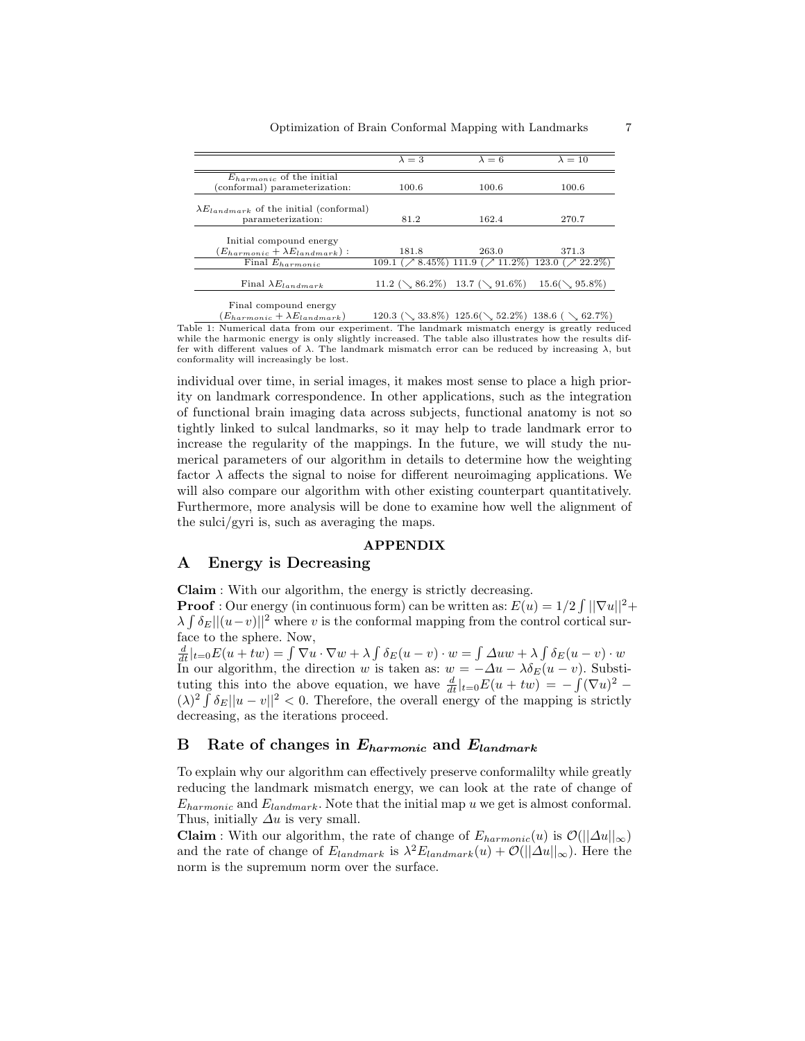| | $\lambda = 3$ | $\lambda = 6$ | $\lambda = 10$ |
|---|---|---|---|
| $E_{harmonic}$ of the initial (conformal) parameterization: | 100.6 | 100.6 | 100.6 |
| $\lambda E_{landmark}$ of the initial (conformal) parameterization: | 81.2 | 162.4 | 270.7 |
| Initial compound energy ($E_{harmonic} + \lambda E_{landmark}$) : | 181.8 | 263.0 | 371.3 |
| Final $E_{harmonic}$ | 109.1 ($\nearrow$ 8.45%) | 111.9 ($\nearrow$ 11.2%) | 123.0 ($\nearrow$ 22.2%) |
| Final $\lambda E_{landmark}$ | 11.2 ($\searrow$ 86.2%) | 13.7 ($\searrow$ 91.6%) | 15.6($\searrow$ 95.8%) |
| Final compound energy ($E_{harmonic} + \lambda E_{landmark}$) | 120.3 ($\searrow$ 33.8%) | 125.6($\searrow$ 52.2%) | 138.6 ($\searrow$ 62.7%) |

Table 1: Numerical data from our experiment. The landmark mismatch energy is greatly reduced while the harmonic energy is only slightly increased. The table also illustrates how the results differ with different values of $\lambda$. The landmark mismatch error can be reduced by increasing $\lambda$, but conformality will increasingly be lost.

individual over time, in serial images, it makes most sense to place a high priority on landmark correspondence. In other applications, such as the integration of functional brain imaging data across subjects, functional anatomy is not so tightly linked to sulcal landmarks, so it may help to trade landmark error to increase the regularity of the mappings. In the future, we will study the numerical parameters of our algorithm in details to determine how the weighting factor $\lambda$ affects the signal to noise for different neuroimaging applications. We will also compare our algorithm with other existing counterpart quantitatively. Furthermore, more analysis will be done to examine how well the alignment of the sulci/gyri is, such as averaging the maps.

**APPENDIX**

## A Energy is Decreasing

**Claim** : With our algorithm, the energy is strictly decreasing.

**Proof** : Our energy (in continuous form) can be written as: $E(u) = 1/2 \int ||\nabla u||^2 + \lambda \int \delta_E ||(u-v)||^2$ where $v$ is the conformal mapping from the control cortical surface to the sphere. Now,

$\frac{d}{dt}|_{t=0} E(u + tw) = \int \nabla u \cdot \nabla w + \lambda \int \delta_E (u - v) \cdot w = \int \Delta u w + \lambda \int \delta_E (u - v) \cdot w$

In our algorithm, the direction $w$ is taken as: $w = -\Delta u - \lambda \delta_E (u - v)$. Substituting this into the above equation, we have $\frac{d}{dt}|_{t=0} E(u + tw) = -\int (\nabla u)^2 - (\lambda)^2 \int \delta_E ||u - v||^2 < 0$. Therefore, the overall energy of the mapping is strictly decreasing, as the iterations proceed.

## B Rate of changes in $E_{harmonic}$ and $E_{landmark}$

To explain why our algorithm can effectively preserve conformalilty while greatly reducing the landmark mismatch energy, we can look at the rate of change of $E_{harmonic}$ and $E_{landmark}$. Note that the initial map $u$ we get is almost conformal. Thus, initially $\Delta u$ is very small.

**Claim** : With our algorithm, the rate of change of $E_{harmonic}(u)$ is $\mathcal{O}(||\Delta u||_\infty)$ and the rate of change of $E_{landmark}$ is $\lambda^2 E_{landmark}(u) + \mathcal{O}(||\Delta u||_\infty)$. Here the norm is the supremum norm over the surface.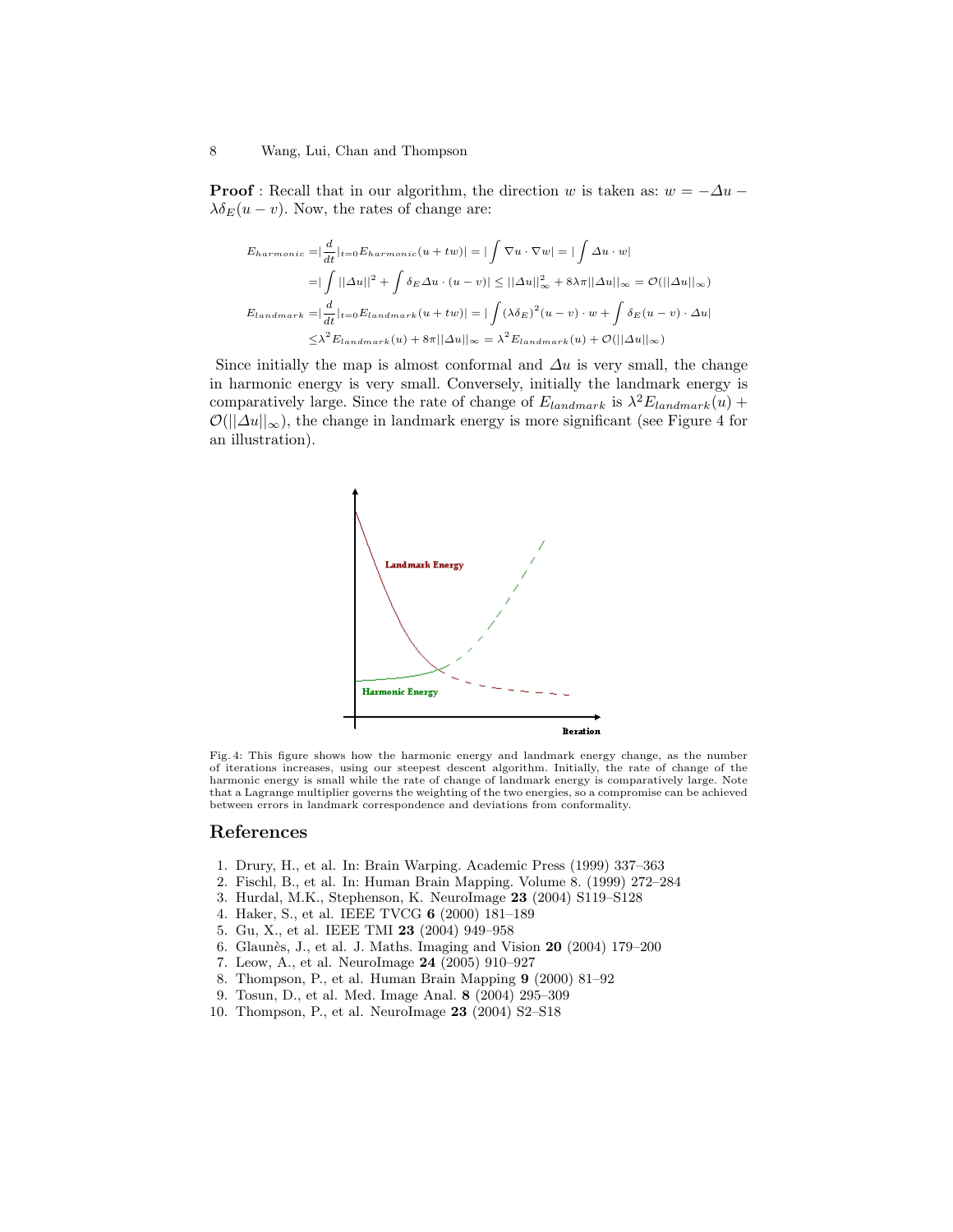**Proof** : Recall that in our algorithm, the direction $w$ is taken as: $w = -\Delta u - \lambda\delta_E(u-v)$. Now, the rates of change are:

$$
\begin{aligned}
E_{harmonic} &= \left|\frac{d}{dt}\right|_{t=0} E_{harmonic}(u+tw)| = |\int \nabla u \cdot \nabla w| = |\int \Delta u \cdot w| \\
&= |\int ||\Delta u||^2 + \int \delta_E \Delta u \cdot (u-v)| \leq ||\Delta u||_\infty^2 + 8\lambda\pi||\Delta u||_\infty = \mathcal{O}(||\Delta u||_\infty) \\
E_{landmark} &= \left|\frac{d}{dt}\right|_{t=0} E_{landmark}(u+tw)| = |\int (\lambda\delta_E)^2 (u-v)\cdot w + \int \delta_E(u-v)\cdot \Delta u| \\
&\leq \lambda^2 E_{landmark}(u) + 8\pi||\Delta u||_\infty = \lambda^2 E_{landmark}(u) + \mathcal{O}(||\Delta u||_\infty)
\end{aligned}
$$

Since initially the map is almost conformal and $\Delta u$ is very small, the change in harmonic energy is very small. Conversely, initially the landmark energy is comparatively large. Since the rate of change of $E_{landmark}$ is $\lambda^2 E_{landmark}(u) + \mathcal{O}(||\Delta u||_\infty)$, the change in landmark energy is more significant (see Figure 4 for an illustration).

Landmark Energy

Harmonic Energy

Iteration

Fig. 4: This figure shows how the harmonic energy and landmark energy change, as the number of iterations increases, using our steepest descent algorithm. Initially, the rate of change of the harmonic energy is small while the rate of change of landmark energy is comparatively large. Note that a Lagrange multiplier governs the weighting of the two energies, so a compromise can be achieved between errors in landmark correspondence and deviations from conformality.

## References

1. Drury, H., et al. In: Brain Warping. Academic Press (1999) 337–363
2. Fischl, B., et al. In: Human Brain Mapping. Volume 8. (1999) 272–284
3. Hurdal, M.K., Stephenson, K. NeuroImage **23** (2004) S119–S128
4. Haker, S., et al. IEEE TVCG **6** (2000) 181–189
5. Gu, X., et al. IEEE TMI **23** (2004) 949–958
6. Glaunès, J., et al. J. Maths. Imaging and Vision **20** (2004) 179–200
7. Leow, A., et al. NeuroImage **24** (2005) 910–927
8. Thompson, P., et al. Human Brain Mapping **9** (2000) 81–92
9. Tosun, D., et al. Med. Image Anal. **8** (2004) 295–309
10. Thompson, P., et al. NeuroImage **23** (2004) S2–S18